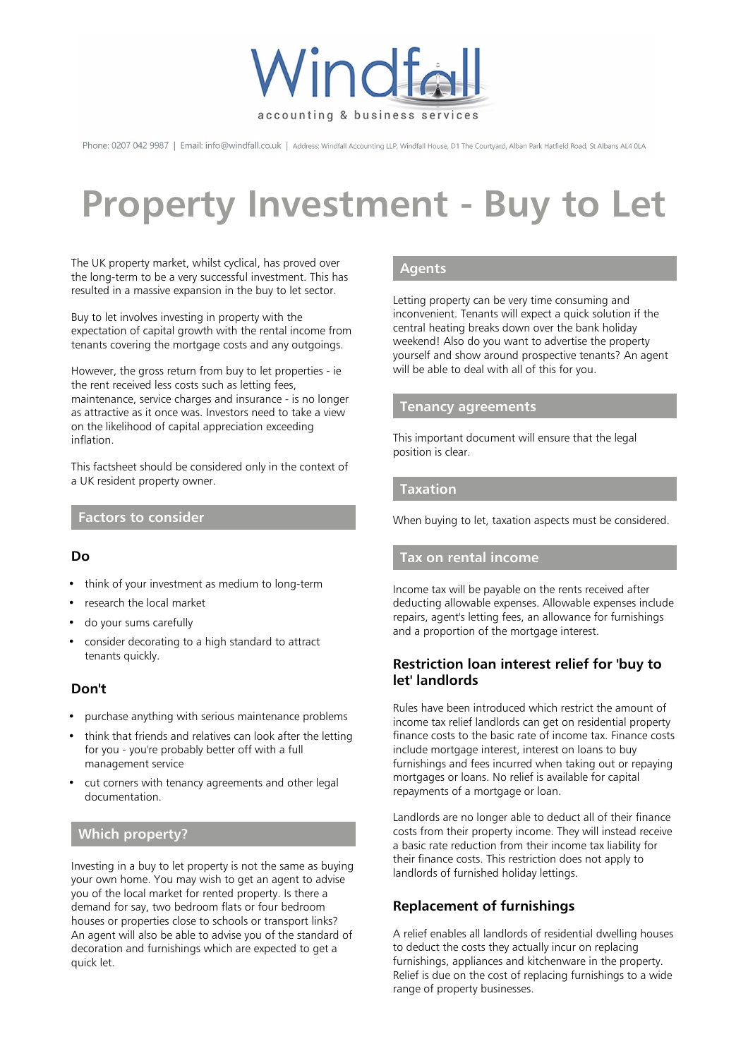Windfall accounting & business services

Phone: 0207 042 9987 | Email: info@windfall.co.uk | Address: Windfall Accounting LLP, Windfall House, D1 The Courtyard, Alban Park Hatfield Road, St Albans AL4 0LA

# Property Investment - Buy to Let

The UK property market, whilst cyclical, has proved over the long-term to be a very successful investment. This has resulted in a massive expansion in the buy to let sector.

Buy to let involves investing in property with the expectation of capital growth with the rental income from tenants covering the mortgage costs and any outgoings.

However, the gross return from buy to let properties - ie the rent received less costs such as letting fees, maintenance, service charges and insurance - is no longer as attractive as it once was. Investors need to take a view on the likelihood of capital appreciation exceeding inflation.

This factsheet should be considered only in the context of a UK resident property owner.

## Factors to consider

### Do

- think of your investment as medium to long-term
- research the local market
- do your sums carefully
- consider decorating to a high standard to attract tenants quickly.

### Don't

- purchase anything with serious maintenance problems
- think that friends and relatives can look after the letting for you - you're probably better off with a full management service
- cut corners with tenancy agreements and other legal documentation.

## Which property?

Investing in a buy to let property is not the same as buying your own home. You may wish to get an agent to advise you of the local market for rented property. Is there a demand for say, two bedroom flats or four bedroom houses or properties close to schools or transport links? An agent will also be able to advise you of the standard of decoration and furnishings which are expected to get a quick let.

## Agents

Letting property can be very time consuming and inconvenient. Tenants will expect a quick solution if the central heating breaks down over the bank holiday weekend! Also do you want to advertise the property yourself and show around prospective tenants? An agent will be able to deal with all of this for you.

## Tenancy agreements

This important document will ensure that the legal position is clear.

## Taxation

When buying to let, taxation aspects must be considered.

## Tax on rental income

Income tax will be payable on the rents received after deducting allowable expenses. Allowable expenses include repairs, agent's letting fees, an allowance for furnishings and a proportion of the mortgage interest.

### Restriction loan interest relief for 'buy to let' landlords

Rules have been introduced which restrict the amount of income tax relief landlords can get on residential property finance costs to the basic rate of income tax. Finance costs include mortgage interest, interest on loans to buy furnishings and fees incurred when taking out or repaying mortgages or loans. No relief is available for capital repayments of a mortgage or loan.

Landlords are no longer able to deduct all of their finance costs from their property income. They will instead receive a basic rate reduction from their income tax liability for their finance costs. This restriction does not apply to landlords of furnished holiday lettings.

### Replacement of furnishings

A relief enables all landlords of residential dwelling houses to deduct the costs they actually incur on replacing furnishings, appliances and kitchenware in the property. Relief is due on the cost of replacing furnishings to a wide range of property businesses.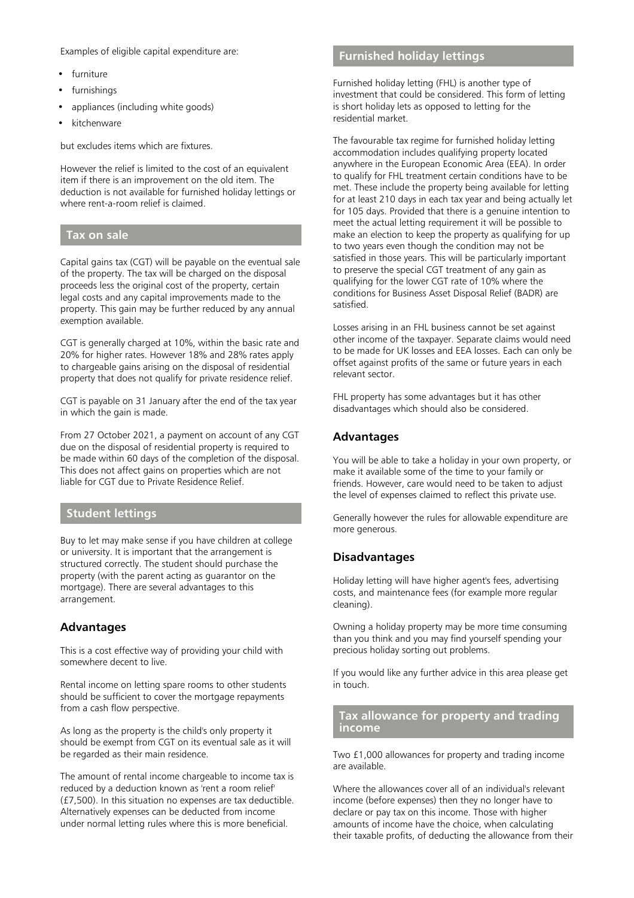Examples of eligible capital expenditure are:

- furniture
- furnishings
- appliances (including white goods)
- kitchenware

but excludes items which are fixtures.

However the relief is limited to the cost of an equivalent item if there is an improvement on the old item. The deduction is not available for furnished holiday lettings or where rent-a-room relief is claimed.

## Tax on sale

Capital gains tax (CGT) will be payable on the eventual sale of the property. The tax will be charged on the disposal proceeds less the original cost of the property, certain legal costs and any capital improvements made to the property. This gain may be further reduced by any annual exemption available.

CGT is generally charged at 10%, within the basic rate and 20% for higher rates. However 18% and 28% rates apply to chargeable gains arising on the disposal of residential property that does not qualify for private residence relief.

CGT is payable on 31 January after the end of the tax year in which the gain is made.

From 27 October 2021, a payment on account of any CGT due on the disposal of residential property is required to be made within 60 days of the completion of the disposal. This does not affect gains on properties which are not liable for CGT due to Private Residence Relief.

## Student lettings

Buy to let may make sense if you have children at college or university. It is important that the arrangement is structured correctly. The student should purchase the property (with the parent acting as guarantor on the mortgage). There are several advantages to this arrangement.

### Advantages

This is a cost effective way of providing your child with somewhere decent to live.

Rental income on letting spare rooms to other students should be sufficient to cover the mortgage repayments from a cash flow perspective.

As long as the property is the child's only property it should be exempt from CGT on its eventual sale as it will be regarded as their main residence.

The amount of rental income chargeable to income tax is reduced by a deduction known as 'rent a room relief' (£7,500). In this situation no expenses are tax deductible. Alternatively expenses can be deducted from income under normal letting rules where this is more beneficial.

## Furnished holiday lettings

Furnished holiday letting (FHL) is another type of investment that could be considered. This form of letting is short holiday lets as opposed to letting for the residential market.

The favourable tax regime for furnished holiday letting accommodation includes qualifying property located anywhere in the European Economic Area (EEA). In order to qualify for FHL treatment certain conditions have to be met. These include the property being available for letting for at least 210 days in each tax year and being actually let for 105 days. Provided that there is a genuine intention to meet the actual letting requirement it will be possible to make an election to keep the property as qualifying for up to two years even though the condition may not be satisfied in those years. This will be particularly important to preserve the special CGT treatment of any gain as qualifying for the lower CGT rate of 10% where the conditions for Business Asset Disposal Relief (BADR) are satisfied.

Losses arising in an FHL business cannot be set against other income of the taxpayer. Separate claims would need to be made for UK losses and EEA losses. Each can only be offset against profits of the same or future years in each relevant sector.

FHL property has some advantages but it has other disadvantages which should also be considered.

### Advantages

You will be able to take a holiday in your own property, or make it available some of the time to your family or friends. However, care would need to be taken to adjust the level of expenses claimed to reflect this private use.

Generally however the rules for allowable expenditure are more generous.

### Disadvantages

Holiday letting will have higher agent's fees, advertising costs, and maintenance fees (for example more regular cleaning).

Owning a holiday property may be more time consuming than you think and you may find yourself spending your precious holiday sorting out problems.

If you would like any further advice in this area please get in touch.

## Tax allowance for property and trading income

Two £1,000 allowances for property and trading income are available.

Where the allowances cover all of an individual's relevant income (before expenses) then they no longer have to declare or pay tax on this income. Those with higher amounts of income have the choice, when calculating their taxable profits, of deducting the allowance from their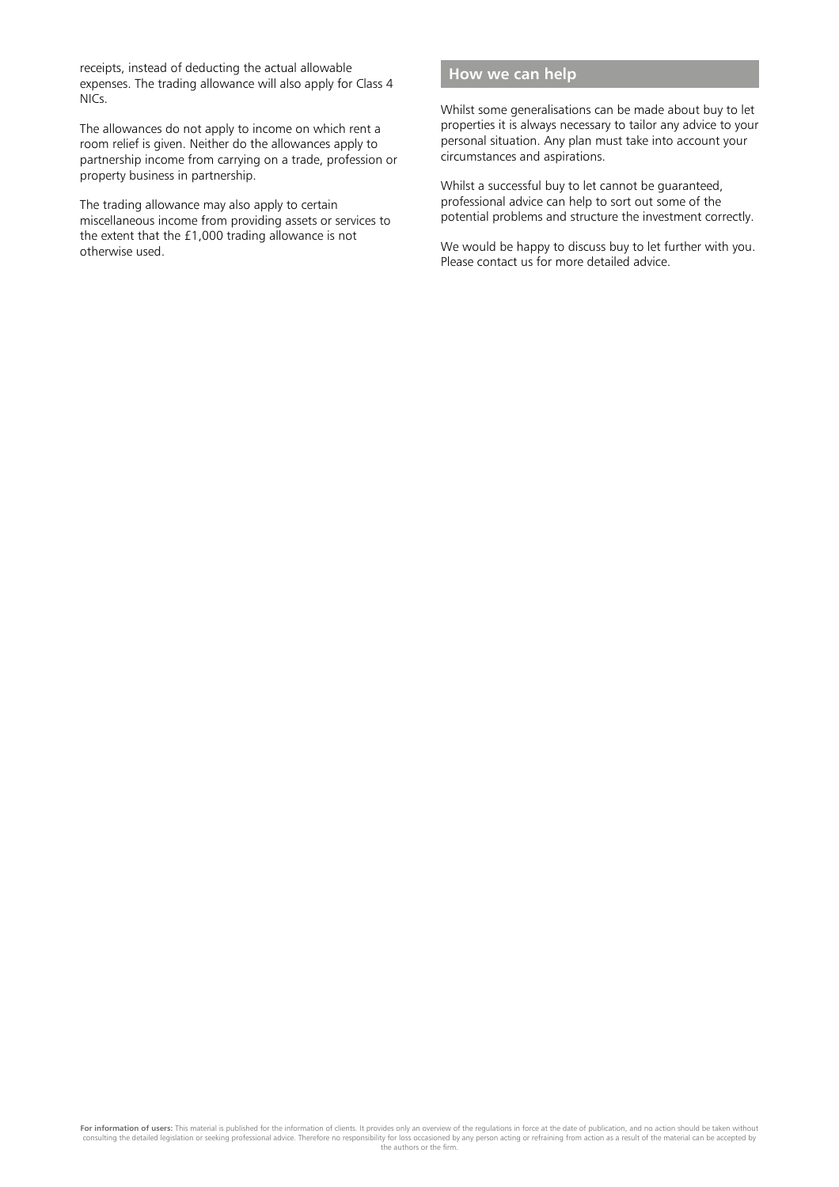receipts, instead of deducting the actual allowable expenses. The trading allowance will also apply for Class 4 NICs.

The allowances do not apply to income on which rent a room relief is given. Neither do the allowances apply to partnership income from carrying on a trade, profession or property business in partnership.

The trading allowance may also apply to certain miscellaneous income from providing assets or services to the extent that the £1,000 trading allowance is not otherwise used.

## How we can help

Whilst some generalisations can be made about buy to let properties it is always necessary to tailor any advice to your personal situation. Any plan must take into account your circumstances and aspirations.

Whilst a successful buy to let cannot be guaranteed, professional advice can help to sort out some of the potential problems and structure the investment correctly.

We would be happy to discuss buy to let further with you. Please contact us for more detailed advice.

**For information of users:** This material is published for the information of clients. It provides only an overview of the regulations in force at the date of publication, and no action should be taken without consulting the detailed legislation or seeking professional advice. Therefore no responsibility for loss occasioned by any person acting or refraining from action as a result of the material can be accepted by the authors or the firm.